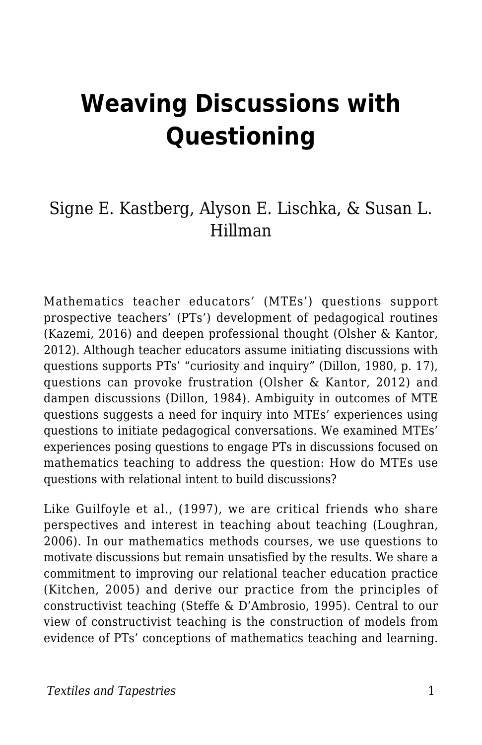# Weaving Discussions with Questioning

Signe E. Kastberg, Alyson E. Lischka, & Susan L. Hillman

Mathematics teacher educators' (MTEs') questions support prospective teachers' (PTs') development of pedagogical routines (Kazemi, 2016) and deepen professional thought (Olsher & Kantor, 2012). Although teacher educators assume initiating discussions with questions supports PTs' "curiosity and inquiry" (Dillon, 1980, p. 17), questions can provoke frustration (Olsher & Kantor, 2012) and dampen discussions (Dillon, 1984). Ambiguity in outcomes of MTE questions suggests a need for inquiry into MTEs' experiences using questions to initiate pedagogical conversations. We examined MTEs' experiences posing questions to engage PTs in discussions focused on mathematics teaching to address the question: How do MTEs use questions with relational intent to build discussions?

Like Guilfoyle et al., (1997), we are critical friends who share perspectives and interest in teaching about teaching (Loughran, 2006). In our mathematics methods courses, we use questions to motivate discussions but remain unsatisfied by the results. We share a commitment to improving our relational teacher education practice (Kitchen, 2005) and derive our practice from the principles of constructivist teaching (Steffe & D'Ambrosio, 1995). Central to our view of constructivist teaching is the construction of models from evidence of PTs' conceptions of mathematics teaching and learning.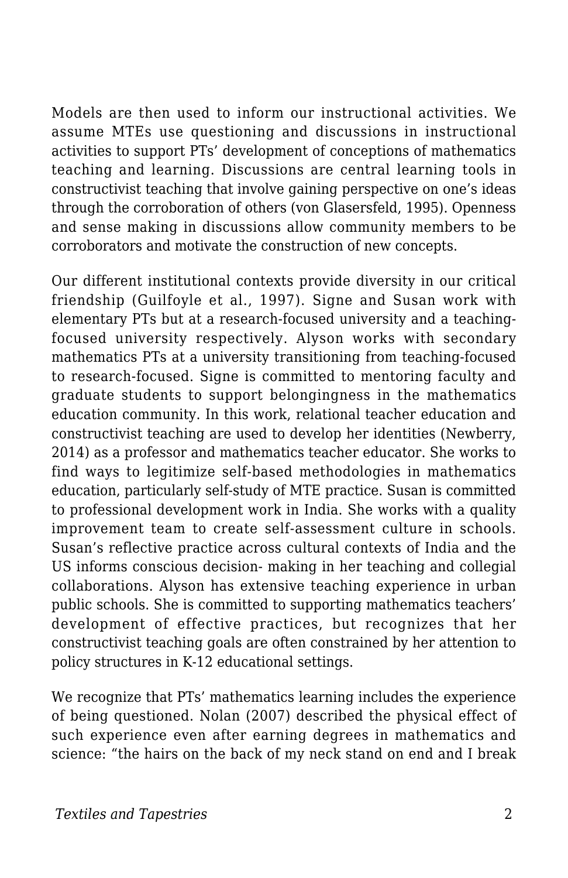Models are then used to inform our instructional activities. We assume MTEs use questioning and discussions in instructional activities to support PTs' development of conceptions of mathematics teaching and learning. Discussions are central learning tools in constructivist teaching that involve gaining perspective on one's ideas through the corroboration of others (von Glasersfeld, 1995). Openness and sense making in discussions allow community members to be corroborators and motivate the construction of new concepts.

Our different institutional contexts provide diversity in our critical friendship (Guilfoyle et al., 1997). Signe and Susan work with elementary PTs but at a research-focused university and a teaching-focused university respectively. Alyson works with secondary mathematics PTs at a university transitioning from teaching-focused to research-focused. Signe is committed to mentoring faculty and graduate students to support belongingness in the mathematics education community. In this work, relational teacher education and constructivist teaching are used to develop her identities (Newberry, 2014) as a professor and mathematics teacher educator. She works to find ways to legitimize self-based methodologies in mathematics education, particularly self-study of MTE practice. Susan is committed to professional development work in India. She works with a quality improvement team to create self-assessment culture in schools. Susan's reflective practice across cultural contexts of India and the US informs conscious decision- making in her teaching and collegial collaborations. Alyson has extensive teaching experience in urban public schools. She is committed to supporting mathematics teachers' development of effective practices, but recognizes that her constructivist teaching goals are often constrained by her attention to policy structures in K-12 educational settings.

We recognize that PTs' mathematics learning includes the experience of being questioned. Nolan (2007) described the physical effect of such experience even after earning degrees in mathematics and science: "the hairs on the back of my neck stand on end and I break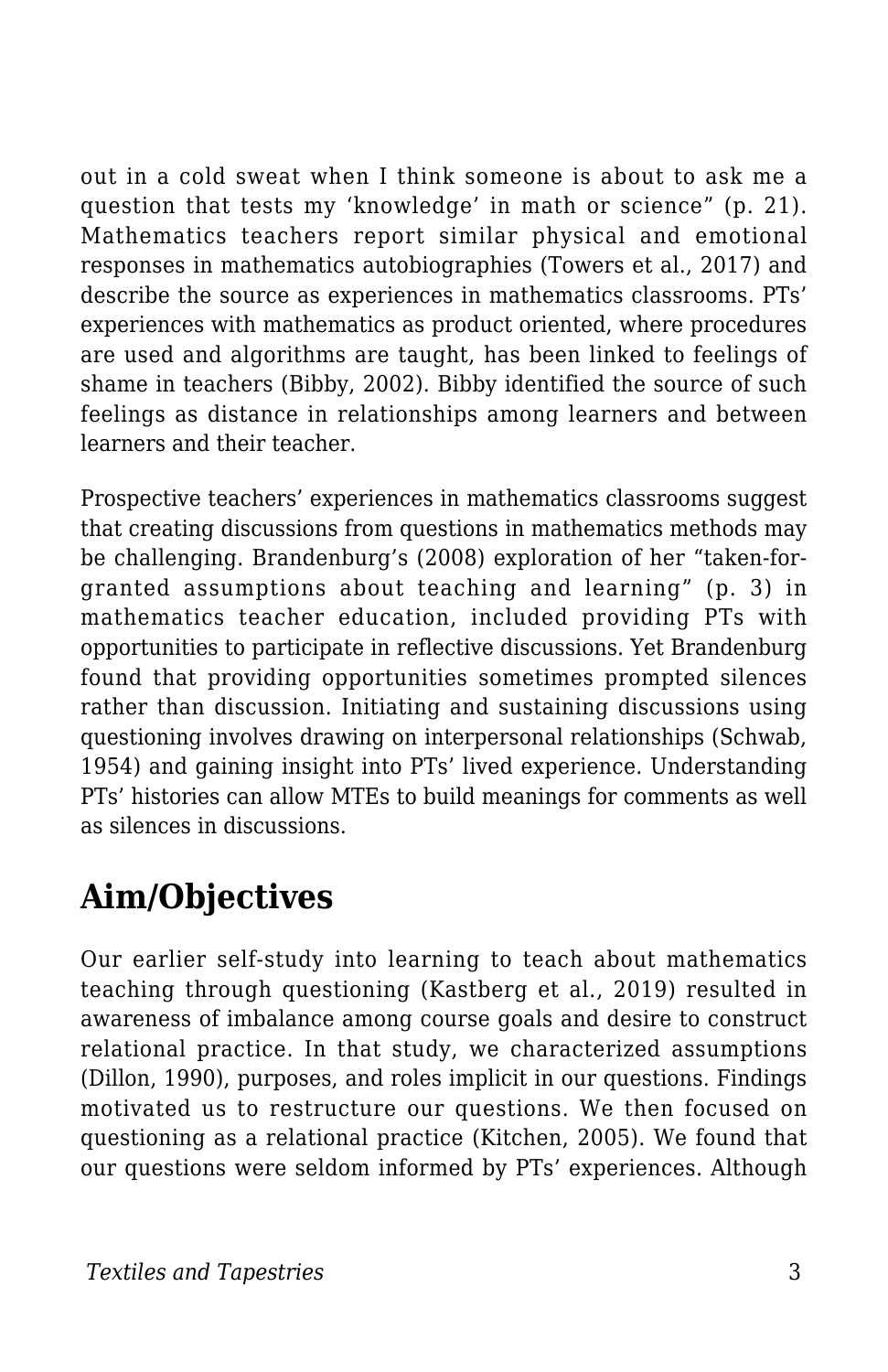out in a cold sweat when I think someone is about to ask me a question that tests my ‘knowledge’ in math or science” (p. 21). Mathematics teachers report similar physical and emotional responses in mathematics autobiographies (Towers et al., 2017) and describe the source as experiences in mathematics classrooms. PTs’ experiences with mathematics as product oriented, where procedures are used and algorithms are taught, has been linked to feelings of shame in teachers (Bibby, 2002). Bibby identified the source of such feelings as distance in relationships among learners and between learners and their teacher.

Prospective teachers’ experiences in mathematics classrooms suggest that creating discussions from questions in mathematics methods may be challenging. Brandenburg’s (2008) exploration of her “taken-for-granted assumptions about teaching and learning” (p. 3) in mathematics teacher education, included providing PTs with opportunities to participate in reflective discussions. Yet Brandenburg found that providing opportunities sometimes prompted silences rather than discussion. Initiating and sustaining discussions using questioning involves drawing on interpersonal relationships (Schwab, 1954) and gaining insight into PTs’ lived experience. Understanding PTs’ histories can allow MTEs to build meanings for comments as well as silences in discussions.

## Aim/Objectives

Our earlier self-study into learning to teach about mathematics teaching through questioning (Kastberg et al., 2019) resulted in awareness of imbalance among course goals and desire to construct relational practice. In that study, we characterized assumptions (Dillon, 1990), purposes, and roles implicit in our questions. Findings motivated us to restructure our questions. We then focused on questioning as a relational practice (Kitchen, 2005). We found that our questions were seldom informed by PTs’ experiences. Although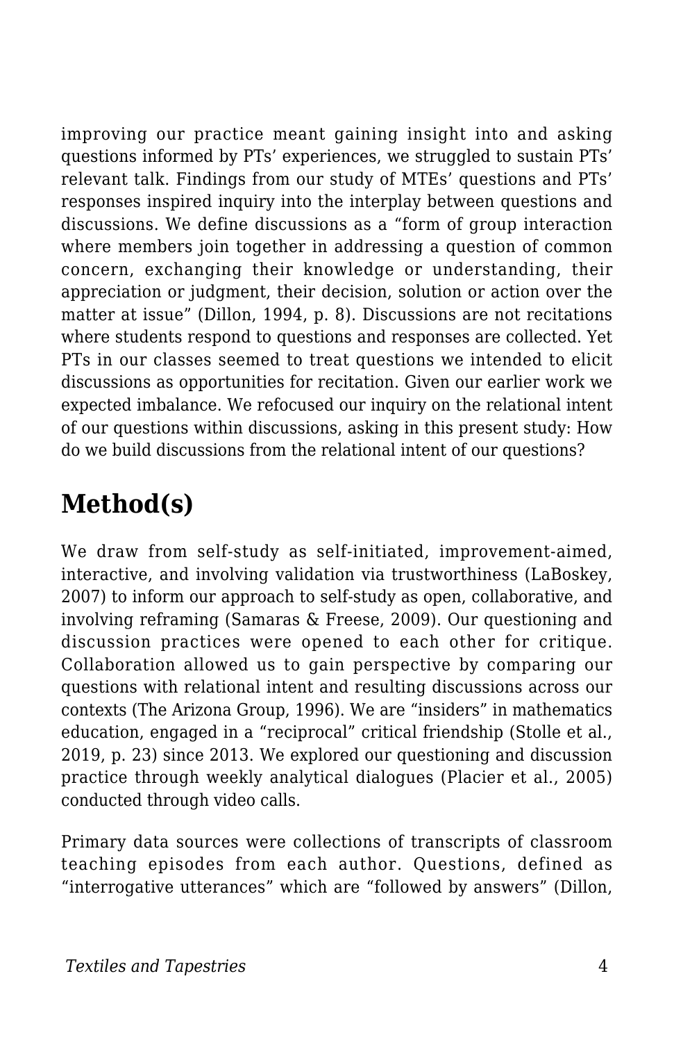improving our practice meant gaining insight into and asking questions informed by PTs' experiences, we struggled to sustain PTs' relevant talk. Findings from our study of MTEs' questions and PTs' responses inspired inquiry into the interplay between questions and discussions. We define discussions as a "form of group interaction where members join together in addressing a question of common concern, exchanging their knowledge or understanding, their appreciation or judgment, their decision, solution or action over the matter at issue" (Dillon, 1994, p. 8). Discussions are not recitations where students respond to questions and responses are collected. Yet PTs in our classes seemed to treat questions we intended to elicit discussions as opportunities for recitation. Given our earlier work we expected imbalance. We refocused our inquiry on the relational intent of our questions within discussions, asking in this present study: How do we build discussions from the relational intent of our questions?

## Method(s)

We draw from self-study as self-initiated, improvement-aimed, interactive, and involving validation via trustworthiness (LaBoskey, 2007) to inform our approach to self-study as open, collaborative, and involving reframing (Samaras & Freese, 2009). Our questioning and discussion practices were opened to each other for critique. Collaboration allowed us to gain perspective by comparing our questions with relational intent and resulting discussions across our contexts (The Arizona Group, 1996). We are "insiders" in mathematics education, engaged in a "reciprocal" critical friendship (Stolle et al., 2019, p. 23) since 2013. We explored our questioning and discussion practice through weekly analytical dialogues (Placier et al., 2005) conducted through video calls.

Primary data sources were collections of transcripts of classroom teaching episodes from each author. Questions, defined as "interrogative utterances" which are "followed by answers" (Dillon,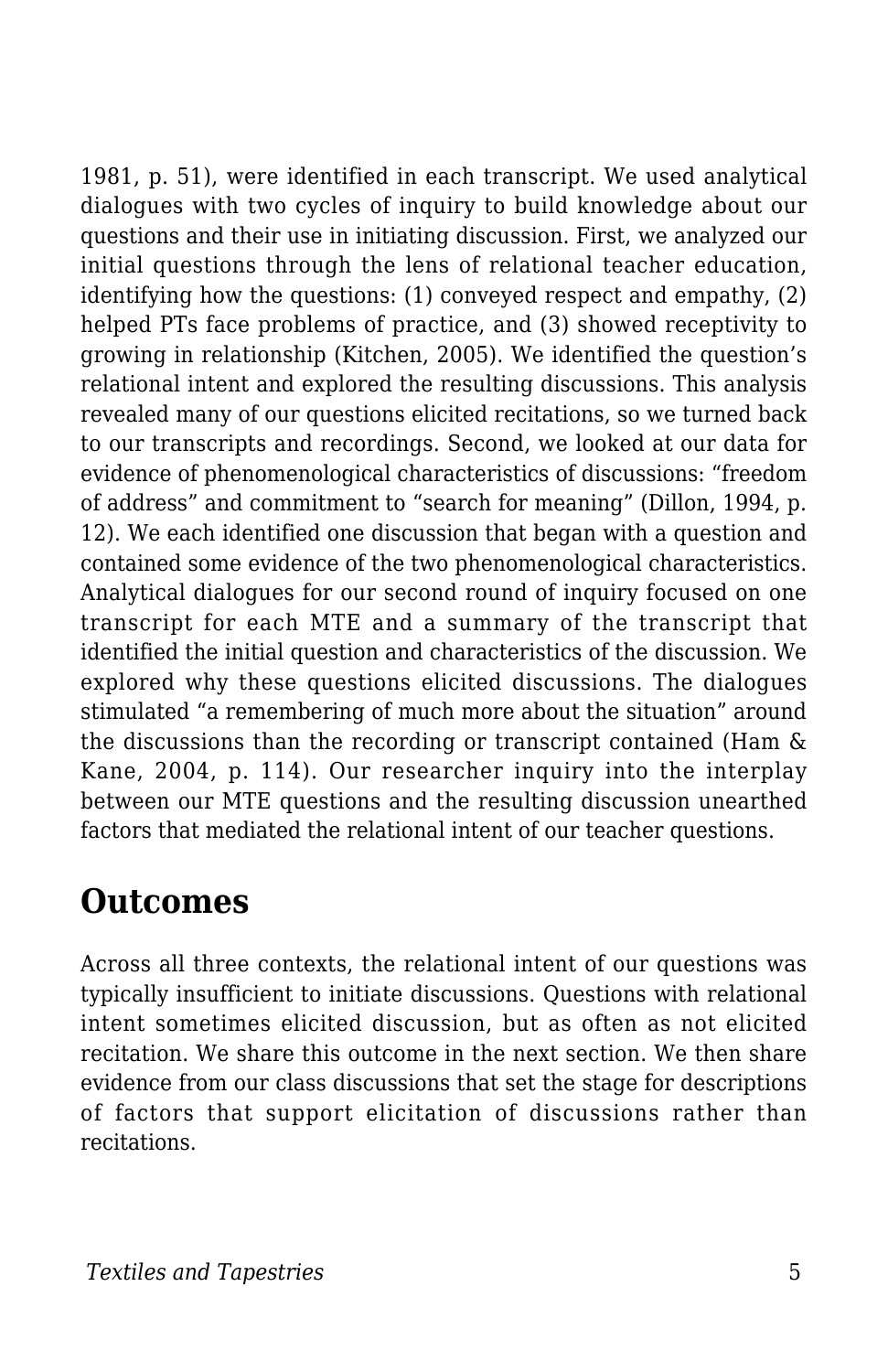1981, p. 51), were identified in each transcript. We used analytical dialogues with two cycles of inquiry to build knowledge about our questions and their use in initiating discussion. First, we analyzed our initial questions through the lens of relational teacher education, identifying how the questions: (1) conveyed respect and empathy, (2) helped PTs face problems of practice, and (3) showed receptivity to growing in relationship (Kitchen, 2005). We identified the question's relational intent and explored the resulting discussions. This analysis revealed many of our questions elicited recitations, so we turned back to our transcripts and recordings. Second, we looked at our data for evidence of phenomenological characteristics of discussions: "freedom of address" and commitment to "search for meaning" (Dillon, 1994, p. 12). We each identified one discussion that began with a question and contained some evidence of the two phenomenological characteristics. Analytical dialogues for our second round of inquiry focused on one transcript for each MTE and a summary of the transcript that identified the initial question and characteristics of the discussion. We explored why these questions elicited discussions. The dialogues stimulated "a remembering of much more about the situation" around the discussions than the recording or transcript contained (Ham & Kane, 2004, p. 114). Our researcher inquiry into the interplay between our MTE questions and the resulting discussion unearthed factors that mediated the relational intent of our teacher questions.

## Outcomes

Across all three contexts, the relational intent of our questions was typically insufficient to initiate discussions. Questions with relational intent sometimes elicited discussion, but as often as not elicited recitation. We share this outcome in the next section. We then share evidence from our class discussions that set the stage for descriptions of factors that support elicitation of discussions rather than recitations.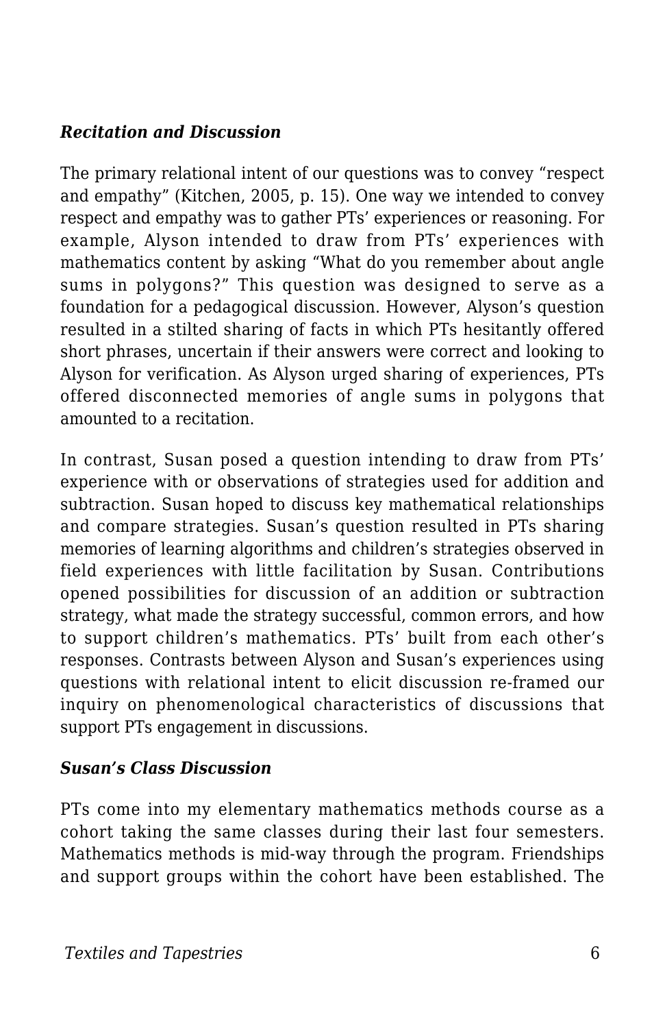### *Recitation and Discussion*

The primary relational intent of our questions was to convey “respect and empathy” (Kitchen, 2005, p. 15). One way we intended to convey respect and empathy was to gather PTs’ experiences or reasoning. For example, Alyson intended to draw from PTs’ experiences with mathematics content by asking “What do you remember about angle sums in polygons?” This question was designed to serve as a foundation for a pedagogical discussion. However, Alyson’s question resulted in a stilted sharing of facts in which PTs hesitantly offered short phrases, uncertain if their answers were correct and looking to Alyson for verification. As Alyson urged sharing of experiences, PTs offered disconnected memories of angle sums in polygons that amounted to a recitation.

In contrast, Susan posed a question intending to draw from PTs’ experience with or observations of strategies used for addition and subtraction. Susan hoped to discuss key mathematical relationships and compare strategies. Susan’s question resulted in PTs sharing memories of learning algorithms and children’s strategies observed in field experiences with little facilitation by Susan. Contributions opened possibilities for discussion of an addition or subtraction strategy, what made the strategy successful, common errors, and how to support children’s mathematics. PTs’ built from each other’s responses. Contrasts between Alyson and Susan’s experiences using questions with relational intent to elicit discussion re-framed our inquiry on phenomenological characteristics of discussions that support PTs engagement in discussions.

### *Susan’s Class Discussion*

PTs come into my elementary mathematics methods course as a cohort taking the same classes during their last four semesters. Mathematics methods is mid-way through the program. Friendships and support groups within the cohort have been established. The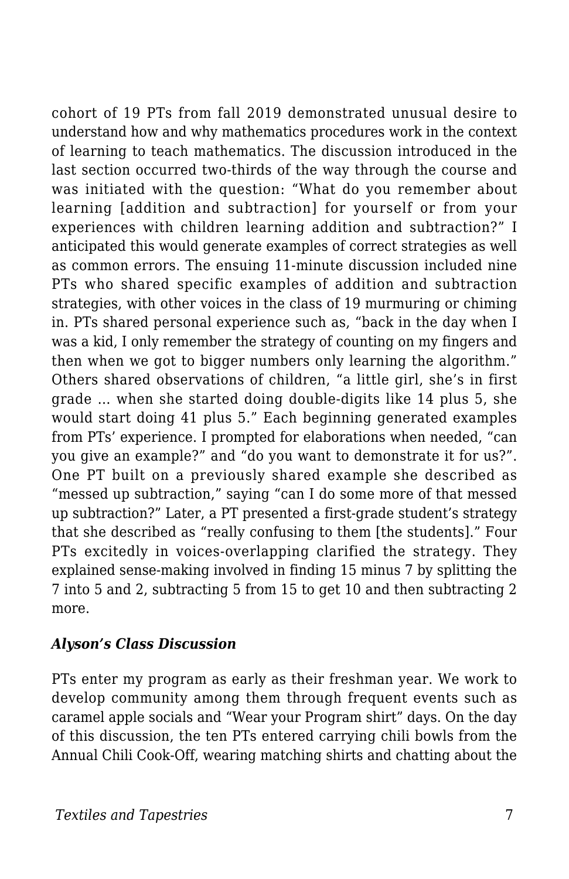cohort of 19 PTs from fall 2019 demonstrated unusual desire to understand how and why mathematics procedures work in the context of learning to teach mathematics. The discussion introduced in the last section occurred two-thirds of the way through the course and was initiated with the question: “What do you remember about learning [addition and subtraction] for yourself or from your experiences with children learning addition and subtraction?” I anticipated this would generate examples of correct strategies as well as common errors. The ensuing 11-minute discussion included nine PTs who shared specific examples of addition and subtraction strategies, with other voices in the class of 19 murmuring or chiming in. PTs shared personal experience such as, “back in the day when I was a kid, I only remember the strategy of counting on my fingers and then when we got to bigger numbers only learning the algorithm.” Others shared observations of children, “a little girl, she’s in first grade … when she started doing double-digits like 14 plus 5, she would start doing 41 plus 5.” Each beginning generated examples from PTs’ experience. I prompted for elaborations when needed, “can you give an example?” and “do you want to demonstrate it for us?”. One PT built on a previously shared example she described as “messed up subtraction,” saying “can I do some more of that messed up subtraction?” Later, a PT presented a first-grade student’s strategy that she described as “really confusing to them [the students].” Four PTs excitedly in voices-overlapping clarified the strategy. They explained sense-making involved in finding 15 minus 7 by splitting the 7 into 5 and 2, subtracting 5 from 15 to get 10 and then subtracting 2 more.

### *Alyson’s Class Discussion*

PTs enter my program as early as their freshman year. We work to develop community among them through frequent events such as caramel apple socials and “Wear your Program shirt” days. On the day of this discussion, the ten PTs entered carrying chili bowls from the Annual Chili Cook-Off, wearing matching shirts and chatting about the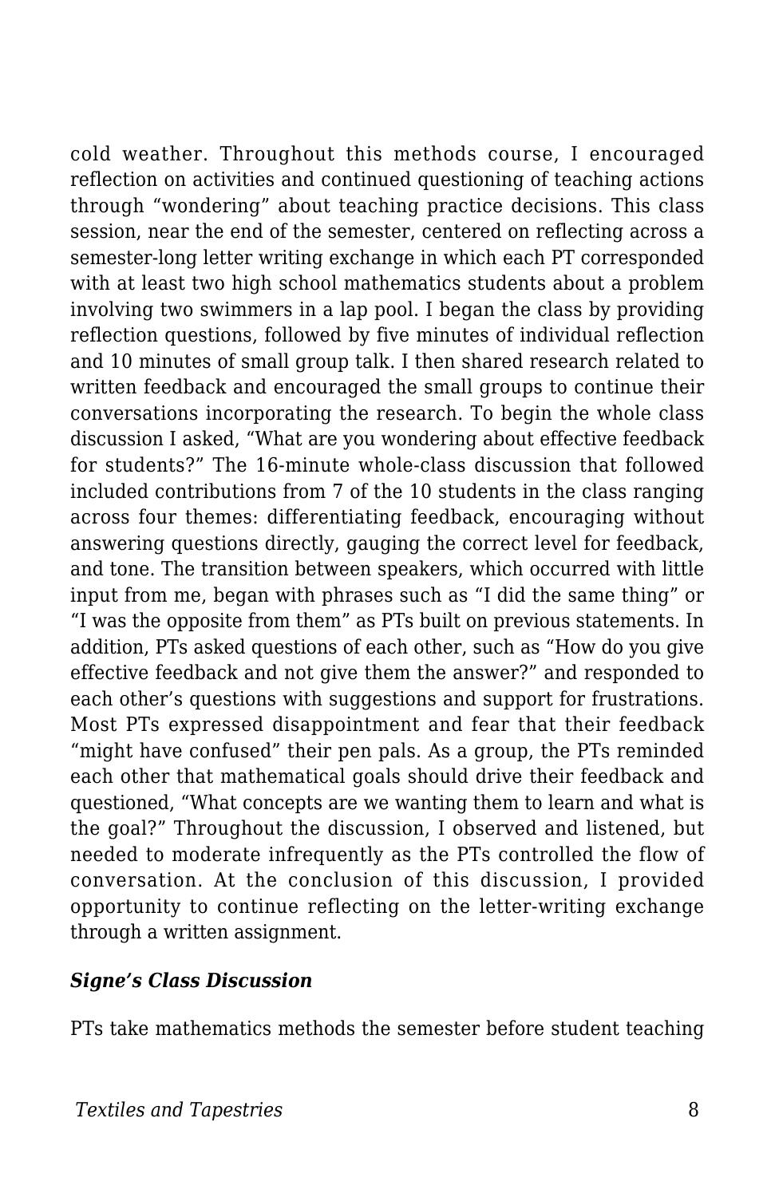cold weather. Throughout this methods course, I encouraged reflection on activities and continued questioning of teaching actions through "wondering" about teaching practice decisions. This class session, near the end of the semester, centered on reflecting across a semester-long letter writing exchange in which each PT corresponded with at least two high school mathematics students about a problem involving two swimmers in a lap pool. I began the class by providing reflection questions, followed by five minutes of individual reflection and 10 minutes of small group talk. I then shared research related to written feedback and encouraged the small groups to continue their conversations incorporating the research. To begin the whole class discussion I asked, "What are you wondering about effective feedback for students?" The 16-minute whole-class discussion that followed included contributions from 7 of the 10 students in the class ranging across four themes: differentiating feedback, encouraging without answering questions directly, gauging the correct level for feedback, and tone. The transition between speakers, which occurred with little input from me, began with phrases such as "I did the same thing" or "I was the opposite from them" as PTs built on previous statements. In addition, PTs asked questions of each other, such as "How do you give effective feedback and not give them the answer?" and responded to each other's questions with suggestions and support for frustrations. Most PTs expressed disappointment and fear that their feedback "might have confused" their pen pals. As a group, the PTs reminded each other that mathematical goals should drive their feedback and questioned, "What concepts are we wanting them to learn and what is the goal?" Throughout the discussion, I observed and listened, but needed to moderate infrequently as the PTs controlled the flow of conversation. At the conclusion of this discussion, I provided opportunity to continue reflecting on the letter-writing exchange through a written assignment.

### *Signe's Class Discussion*

PTs take mathematics methods the semester before student teaching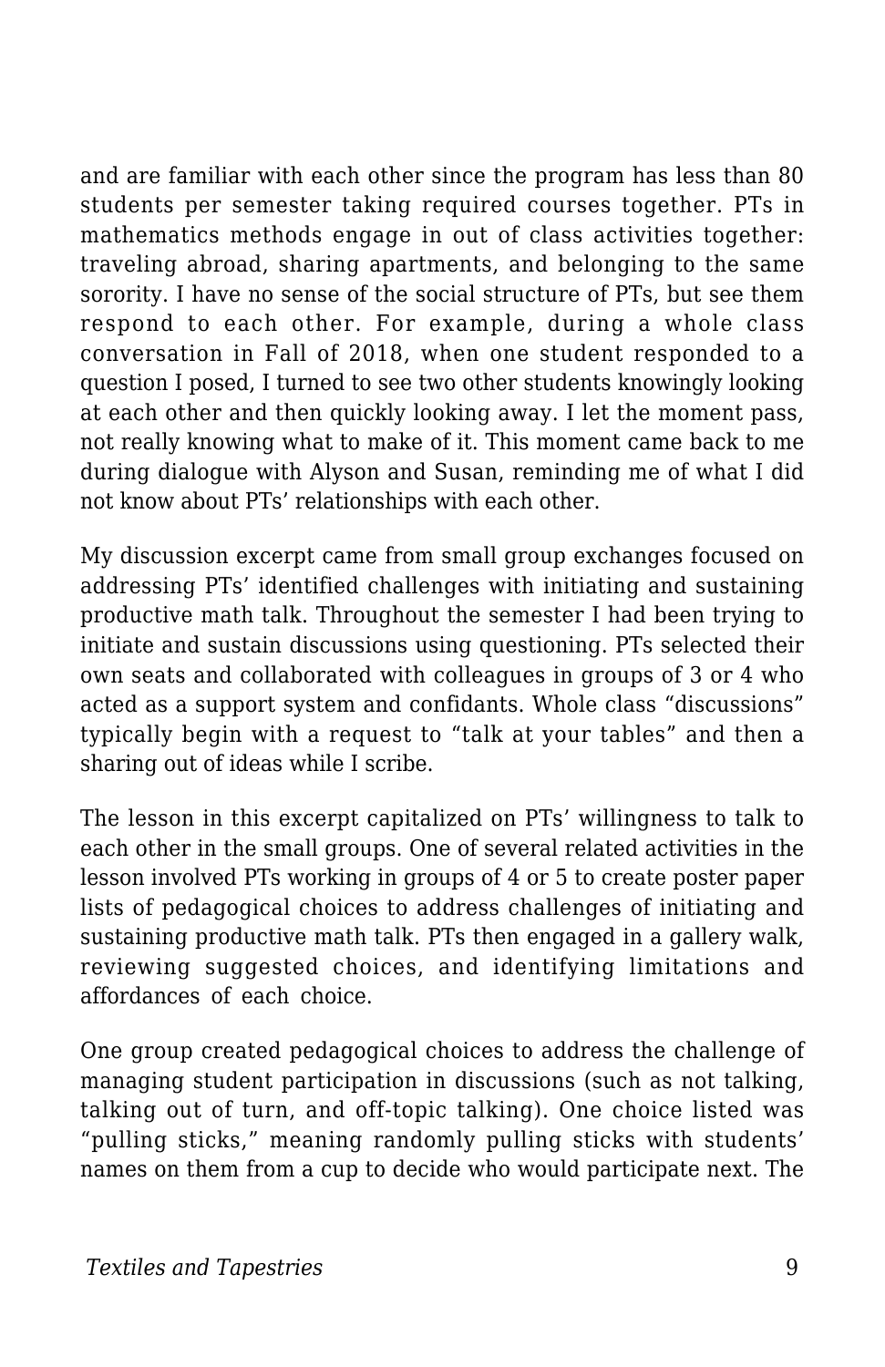and are familiar with each other since the program has less than 80 students per semester taking required courses together. PTs in mathematics methods engage in out of class activities together: traveling abroad, sharing apartments, and belonging to the same sorority. I have no sense of the social structure of PTs, but see them respond to each other. For example, during a whole class conversation in Fall of 2018, when one student responded to a question I posed, I turned to see two other students knowingly looking at each other and then quickly looking away. I let the moment pass, not really knowing what to make of it. This moment came back to me during dialogue with Alyson and Susan, reminding me of what I did not know about PTs' relationships with each other.

My discussion excerpt came from small group exchanges focused on addressing PTs' identified challenges with initiating and sustaining productive math talk. Throughout the semester I had been trying to initiate and sustain discussions using questioning. PTs selected their own seats and collaborated with colleagues in groups of 3 or 4 who acted as a support system and confidants. Whole class "discussions" typically begin with a request to "talk at your tables" and then a sharing out of ideas while I scribe.

The lesson in this excerpt capitalized on PTs' willingness to talk to each other in the small groups. One of several related activities in the lesson involved PTs working in groups of 4 or 5 to create poster paper lists of pedagogical choices to address challenges of initiating and sustaining productive math talk. PTs then engaged in a gallery walk, reviewing suggested choices, and identifying limitations and affordances of each choice.

One group created pedagogical choices to address the challenge of managing student participation in discussions (such as not talking, talking out of turn, and off-topic talking). One choice listed was "pulling sticks," meaning randomly pulling sticks with students' names on them from a cup to decide who would participate next. The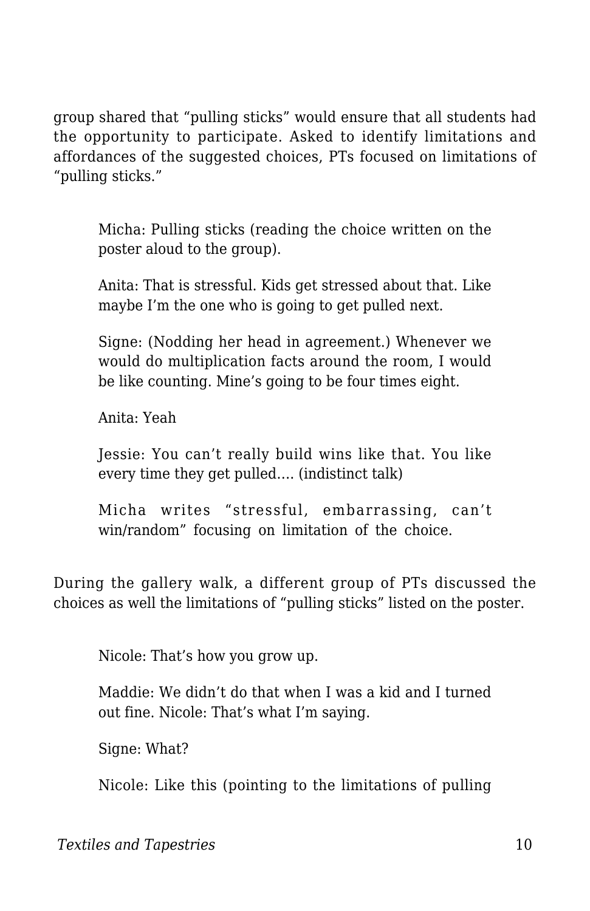group shared that "pulling sticks" would ensure that all students had the opportunity to participate. Asked to identify limitations and affordances of the suggested choices, PTs focused on limitations of "pulling sticks."

> Micha: Pulling sticks (reading the choice written on the poster aloud to the group).
>
> Anita: That is stressful. Kids get stressed about that. Like maybe I'm the one who is going to get pulled next.
>
> Signe: (Nodding her head in agreement.) Whenever we would do multiplication facts around the room, I would be like counting. Mine's going to be four times eight.
>
> Anita: Yeah
>
> Jessie: You can't really build wins like that. You like every time they get pulled…. (indistinct talk)
>
> Micha writes "stressful, embarrassing, can't win/random" focusing on limitation of the choice.

During the gallery walk, a different group of PTs discussed the choices as well the limitations of "pulling sticks" listed on the poster.

> Nicole: That's how you grow up.
>
> Maddie: We didn't do that when I was a kid and I turned out fine. Nicole: That's what I'm saying.
>
> Signe: What?
>
> Nicole: Like this (pointing to the limitations of pulling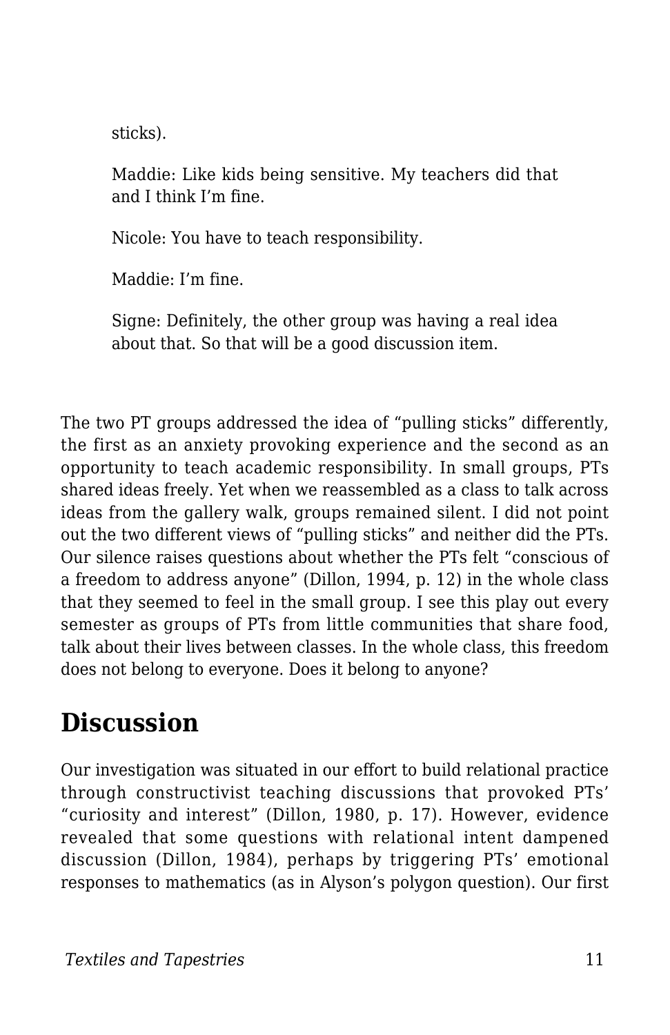sticks).

> Maddie: Like kids being sensitive. My teachers did that and I think I'm fine.
>
> Nicole: You have to teach responsibility.
>
> Maddie: I'm fine.
>
> Signe: Definitely, the other group was having a real idea about that. So that will be a good discussion item.

The two PT groups addressed the idea of "pulling sticks" differently, the first as an anxiety provoking experience and the second as an opportunity to teach academic responsibility. In small groups, PTs shared ideas freely. Yet when we reassembled as a class to talk across ideas from the gallery walk, groups remained silent. I did not point out the two different views of "pulling sticks" and neither did the PTs. Our silence raises questions about whether the PTs felt "conscious of a freedom to address anyone" (Dillon, 1994, p. 12) in the whole class that they seemed to feel in the small group. I see this play out every semester as groups of PTs from little communities that share food, talk about their lives between classes. In the whole class, this freedom does not belong to everyone. Does it belong to anyone?

## Discussion

Our investigation was situated in our effort to build relational practice through constructivist teaching discussions that provoked PTs' "curiosity and interest" (Dillon, 1980, p. 17). However, evidence revealed that some questions with relational intent dampened discussion (Dillon, 1984), perhaps by triggering PTs' emotional responses to mathematics (as in Alyson's polygon question). Our first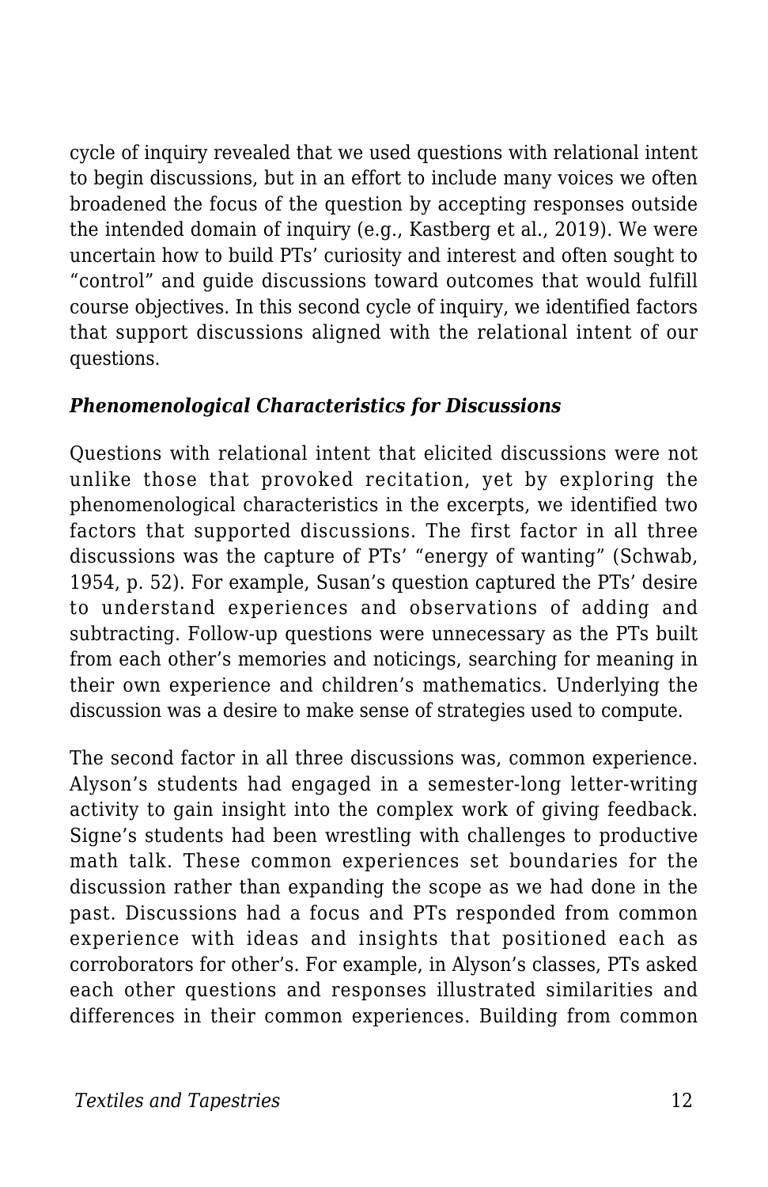cycle of inquiry revealed that we used questions with relational intent to begin discussions, but in an effort to include many voices we often broadened the focus of the question by accepting responses outside the intended domain of inquiry (e.g., Kastberg et al., 2019). We were uncertain how to build PTs' curiosity and interest and often sought to "control" and guide discussions toward outcomes that would fulfill course objectives. In this second cycle of inquiry, we identified factors that support discussions aligned with the relational intent of our questions.

### *Phenomenological Characteristics for Discussions*

Questions with relational intent that elicited discussions were not unlike those that provoked recitation, yet by exploring the phenomenological characteristics in the excerpts, we identified two factors that supported discussions. The first factor in all three discussions was the capture of PTs' "energy of wanting" (Schwab, 1954, p. 52). For example, Susan's question captured the PTs' desire to understand experiences and observations of adding and subtracting. Follow-up questions were unnecessary as the PTs built from each other's memories and noticings, searching for meaning in their own experience and children's mathematics. Underlying the discussion was a desire to make sense of strategies used to compute.

The second factor in all three discussions was, common experience. Alyson's students had engaged in a semester-long letter-writing activity to gain insight into the complex work of giving feedback. Signe's students had been wrestling with challenges to productive math talk. These common experiences set boundaries for the discussion rather than expanding the scope as we had done in the past. Discussions had a focus and PTs responded from common experience with ideas and insights that positioned each as corroborators for other's. For example, in Alyson's classes, PTs asked each other questions and responses illustrated similarities and differences in their common experiences. Building from common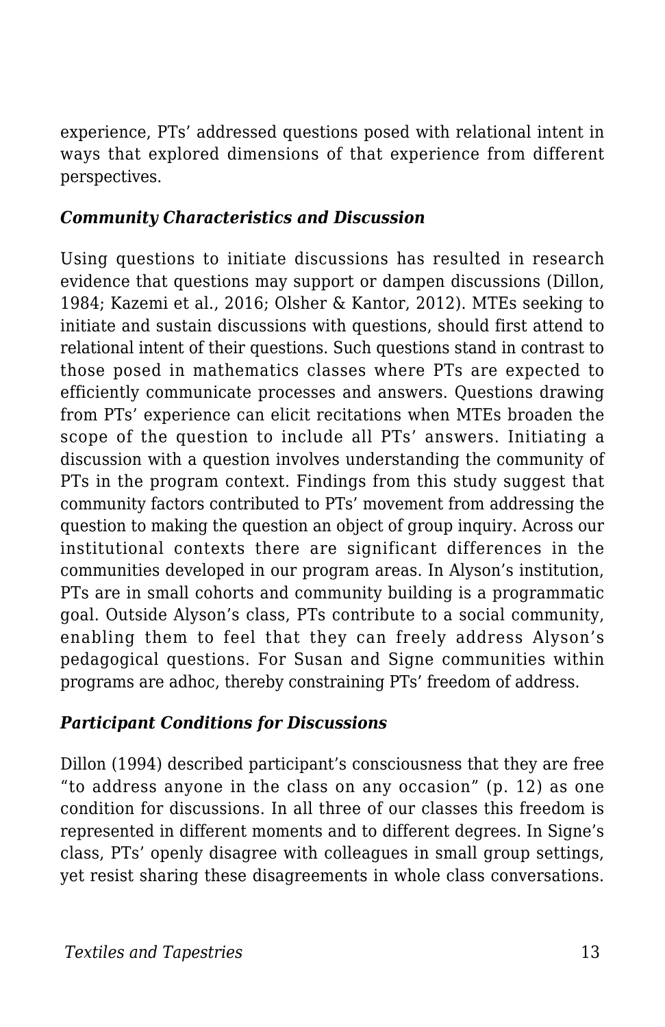experience, PTs' addressed questions posed with relational intent in ways that explored dimensions of that experience from different perspectives.

### *Community Characteristics and Discussion*

Using questions to initiate discussions has resulted in research evidence that questions may support or dampen discussions (Dillon, 1984; Kazemi et al., 2016; Olsher & Kantor, 2012). MTEs seeking to initiate and sustain discussions with questions, should first attend to relational intent of their questions. Such questions stand in contrast to those posed in mathematics classes where PTs are expected to efficiently communicate processes and answers. Questions drawing from PTs' experience can elicit recitations when MTEs broaden the scope of the question to include all PTs' answers. Initiating a discussion with a question involves understanding the community of PTs in the program context. Findings from this study suggest that community factors contributed to PTs' movement from addressing the question to making the question an object of group inquiry. Across our institutional contexts there are significant differences in the communities developed in our program areas. In Alyson's institution, PTs are in small cohorts and community building is a programmatic goal. Outside Alyson's class, PTs contribute to a social community, enabling them to feel that they can freely address Alyson's pedagogical questions. For Susan and Signe communities within programs are adhoc, thereby constraining PTs' freedom of address.

### *Participant Conditions for Discussions*

Dillon (1994) described participant's consciousness that they are free "to address anyone in the class on any occasion" (p. 12) as one condition for discussions. In all three of our classes this freedom is represented in different moments and to different degrees. In Signe's class, PTs' openly disagree with colleagues in small group settings, yet resist sharing these disagreements in whole class conversations.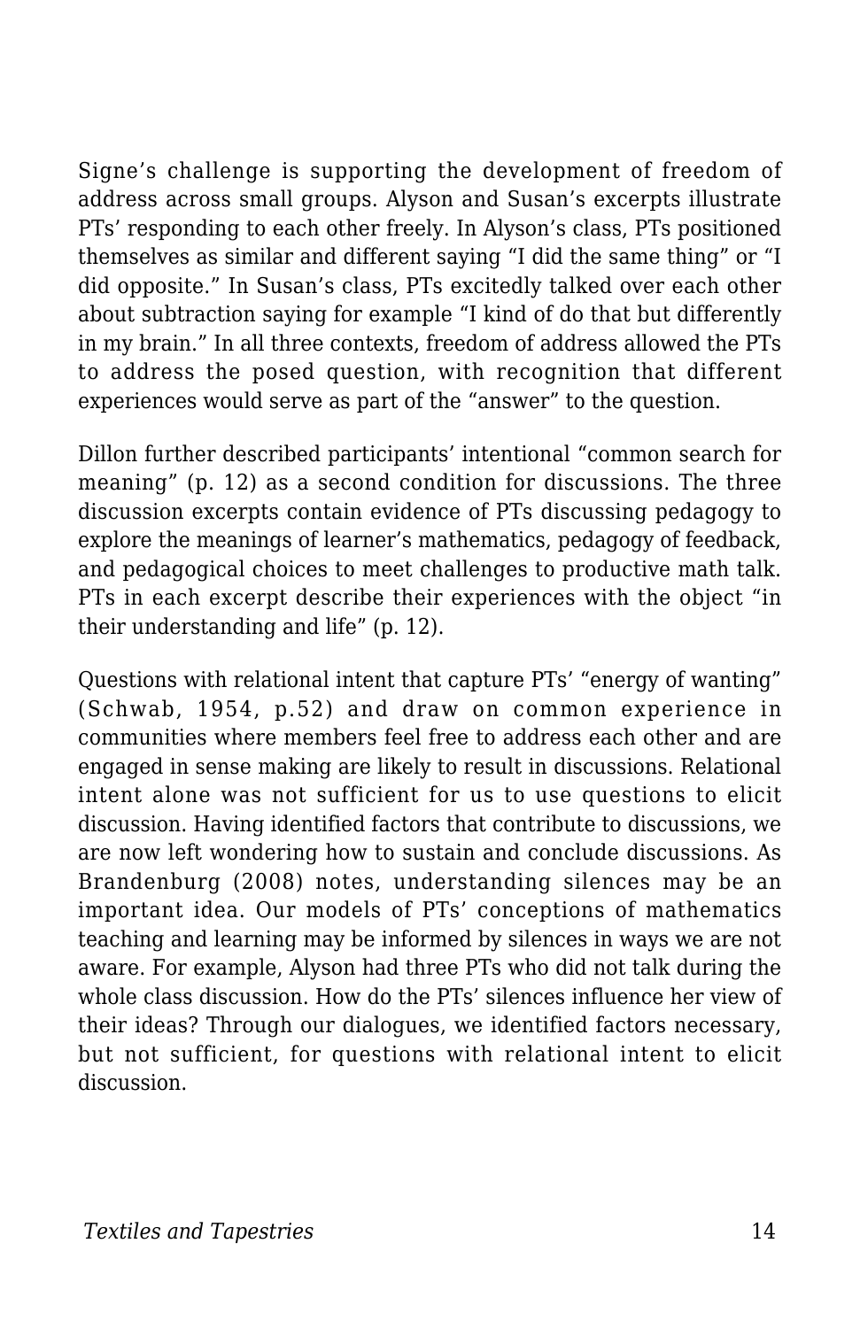Signe’s challenge is supporting the development of freedom of address across small groups. Alyson and Susan’s excerpts illustrate PTs’ responding to each other freely. In Alyson’s class, PTs positioned themselves as similar and different saying “I did the same thing” or “I did opposite.” In Susan’s class, PTs excitedly talked over each other about subtraction saying for example “I kind of do that but differently in my brain.” In all three contexts, freedom of address allowed the PTs to address the posed question, with recognition that different experiences would serve as part of the “answer” to the question.

Dillon further described participants’ intentional “common search for meaning” (p. 12) as a second condition for discussions. The three discussion excerpts contain evidence of PTs discussing pedagogy to explore the meanings of learner’s mathematics, pedagogy of feedback, and pedagogical choices to meet challenges to productive math talk. PTs in each excerpt describe their experiences with the object “in their understanding and life” (p. 12).

Questions with relational intent that capture PTs’ “energy of wanting” (Schwab, 1954, p.52) and draw on common experience in communities where members feel free to address each other and are engaged in sense making are likely to result in discussions. Relational intent alone was not sufficient for us to use questions to elicit discussion. Having identified factors that contribute to discussions, we are now left wondering how to sustain and conclude discussions. As Brandenburg (2008) notes, understanding silences may be an important idea. Our models of PTs’ conceptions of mathematics teaching and learning may be informed by silences in ways we are not aware. For example, Alyson had three PTs who did not talk during the whole class discussion. How do the PTs’ silences influence her view of their ideas? Through our dialogues, we identified factors necessary, but not sufficient, for questions with relational intent to elicit discussion.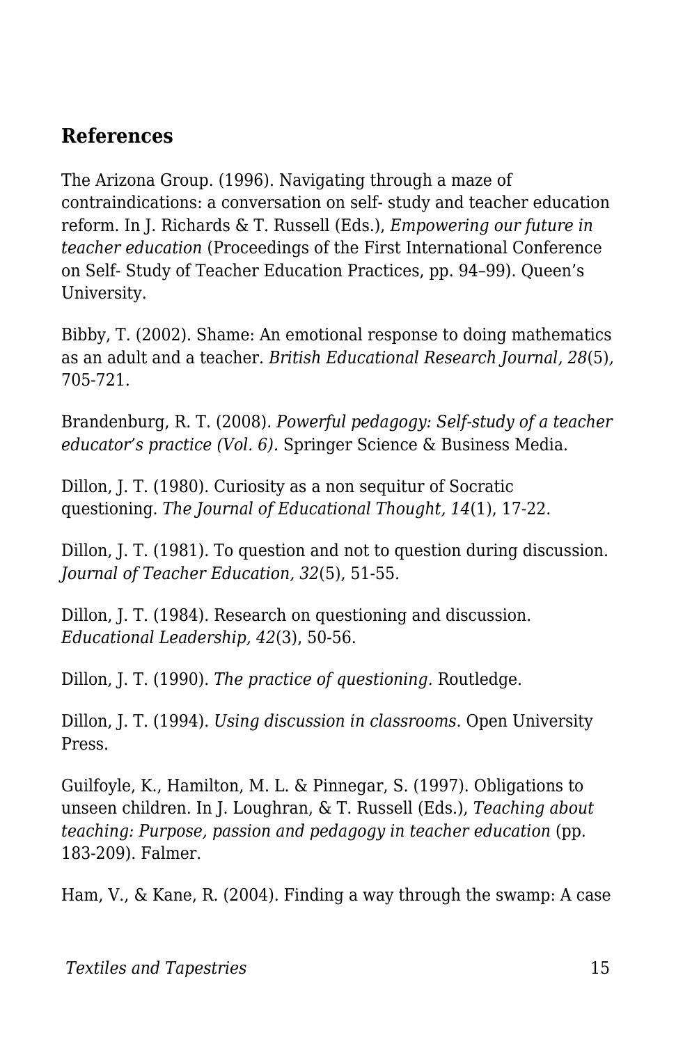## References

The Arizona Group. (1996). Navigating through a maze of contraindications: a conversation on self- study and teacher education reform. In J. Richards & T. Russell (Eds.), *Empowering our future in teacher education* (Proceedings of the First International Conference on Self- Study of Teacher Education Practices, pp. 94–99). Queen's University.

Bibby, T. (2002). Shame: An emotional response to doing mathematics as an adult and a teacher. *British Educational Research Journal, 28*(5)*,* 705-721.

Brandenburg, R. T. (2008). *Powerful pedagogy: Self-study of a teacher educator's practice (Vol. 6).* Springer Science & Business Media.

Dillon, J. T. (1980). Curiosity as a non sequitur of Socratic questioning. *The Journal of Educational Thought, 14*(1), 17-22.

Dillon, J. T. (1981). To question and not to question during discussion. *Journal of Teacher Education, 32*(5), 51-55.

Dillon, J. T. (1984). Research on questioning and discussion. *Educational Leadership, 42*(3), 50-56.

Dillon, J. T. (1990). *The practice of questioning.* Routledge.

Dillon, J. T. (1994). *Using discussion in classrooms*. Open University Press.

Guilfoyle, K., Hamilton, M. L. & Pinnegar, S. (1997). Obligations to unseen children. In J. Loughran, & T. Russell (Eds.), *Teaching about teaching: Purpose, passion and pedagogy in teacher education* (pp. 183-209). Falmer.

Ham, V., & Kane, R. (2004). Finding a way through the swamp: A case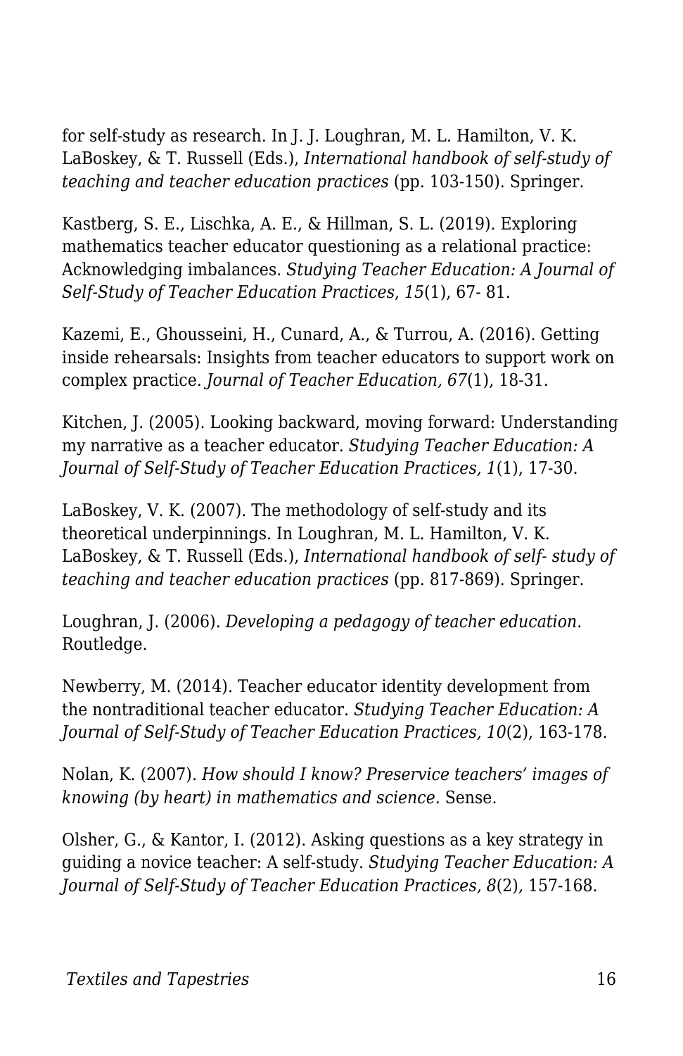for self-study as research. In J. J. Loughran, M. L. Hamilton, V. K. LaBoskey, & T. Russell (Eds.), *International handbook of self-study of teaching and teacher education practices* (pp. 103-150). Springer.

Kastberg, S. E., Lischka, A. E., & Hillman, S. L. (2019). Exploring mathematics teacher educator questioning as a relational practice: Acknowledging imbalances. *Studying Teacher Education: A Journal of Self-Study of Teacher Education Practices*, *15*(1), 67- 81.

Kazemi, E., Ghousseini, H., Cunard, A., & Turrou, A. (2016). Getting inside rehearsals: Insights from teacher educators to support work on complex practice. *Journal of Teacher Education, 67*(1), 18-31.

Kitchen, J. (2005). Looking backward, moving forward: Understanding my narrative as a teacher educator. *Studying Teacher Education: A Journal of Self-Study of Teacher Education Practices, 1*(1), 17-30.

LaBoskey, V. K. (2007). The methodology of self-study and its theoretical underpinnings. In Loughran, M. L. Hamilton, V. K. LaBoskey, & T. Russell (Eds.), *International handbook of self- study of teaching and teacher education practices* (pp. 817-869). Springer.

Loughran, J. (2006). *Developing a pedagogy of teacher education.* Routledge.

Newberry, M. (2014). Teacher educator identity development from the nontraditional teacher educator. *Studying Teacher Education: A Journal of Self-Study of Teacher Education Practices, 10*(2), 163-178.

Nolan, K. (2007). *How should I know? Preservice teachers' images of knowing (by heart) in mathematics and science.* Sense.

Olsher, G., & Kantor, I. (2012). Asking questions as a key strategy in guiding a novice teacher: A self-study. *Studying Teacher Education: A Journal of Self-Study of Teacher Education Practices, 8*(2), 157-168.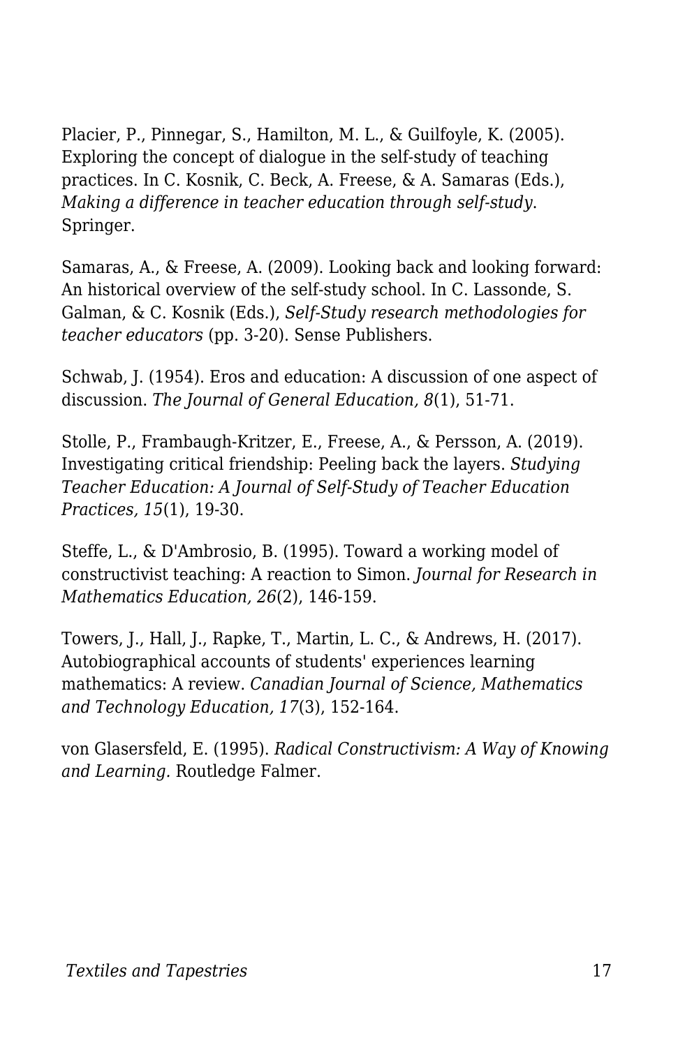Placier, P., Pinnegar, S., Hamilton, M. L., & Guilfoyle, K. (2005). Exploring the concept of dialogue in the self-study of teaching practices. In C. Kosnik, C. Beck, A. Freese, & A. Samaras (Eds.), *Making a difference in teacher education through self-study*. Springer.

Samaras, A., & Freese, A. (2009). Looking back and looking forward: An historical overview of the self-study school. In C. Lassonde, S. Galman, & C. Kosnik (Eds.), *Self-Study research methodologies for teacher educators* (pp. 3-20). Sense Publishers.

Schwab, J. (1954). Eros and education: A discussion of one aspect of discussion. *The Journal of General Education, 8*(1), 51-71.

Stolle, P., Frambaugh-Kritzer, E., Freese, A., & Persson, A. (2019). Investigating critical friendship: Peeling back the layers. *Studying Teacher Education: A Journal of Self-Study of Teacher Education Practices, 15*(1), 19-30.

Steffe, L., & D'Ambrosio, B. (1995). Toward a working model of constructivist teaching: A reaction to Simon. *Journal for Research in Mathematics Education, 26*(2), 146-159.

Towers, J., Hall, J., Rapke, T., Martin, L. C., & Andrews, H. (2017). Autobiographical accounts of students' experiences learning mathematics: A review. *Canadian Journal of Science, Mathematics and Technology Education, 17*(3), 152-164.

von Glasersfeld, E. (1995). *Radical Constructivism: A Way of Knowing and Learning.* Routledge Falmer.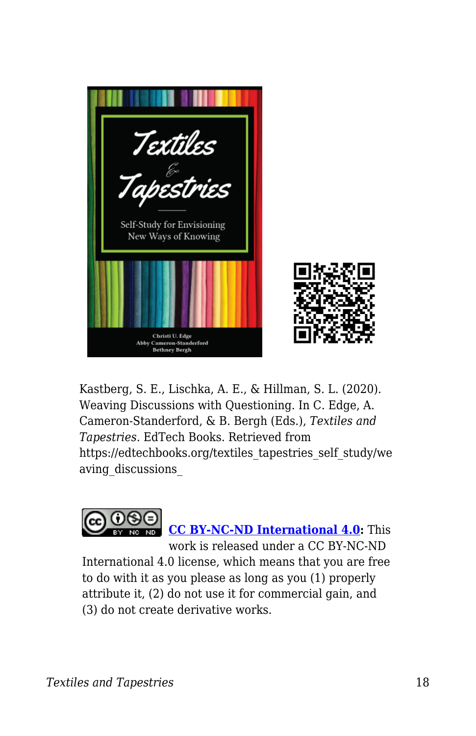Kastberg, S. E., Lischka, A. E., & Hillman, S. L. (2020). Weaving Discussions with Questioning. In C. Edge, A. Cameron-Standerford, & B. Bergh (Eds.), *Textiles and Tapestries*. EdTech Books. Retrieved from https://edtechbooks.org/textiles_tapestries_self_study/weaving_discussions_

**CC BY-NC-ND International 4.0:** This work is released under a CC BY-NC-ND International 4.0 license, which means that you are free to do with it as you please as long as you (1) properly attribute it, (2) do not use it for commercial gain, and (3) do not create derivative works.